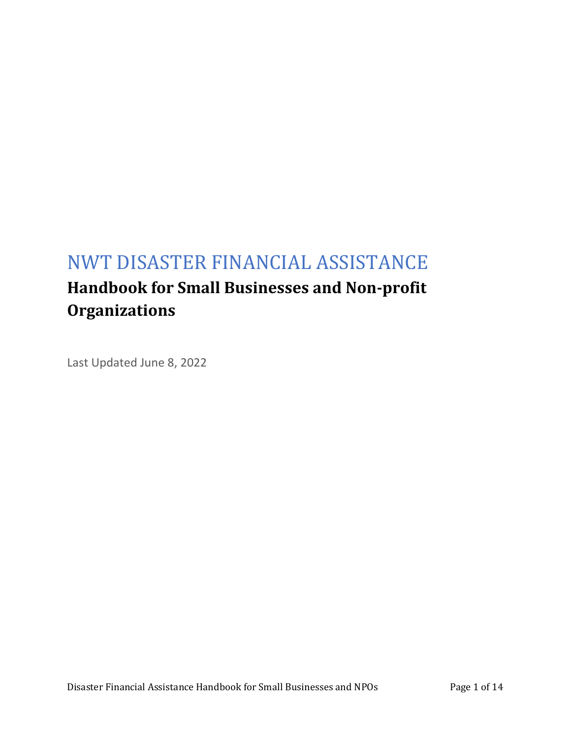# NWT DISASTER FINANCIAL ASSISTANCE

## Handbook for Small Businesses and Non-profit Organizations

Last Updated June 8, 2022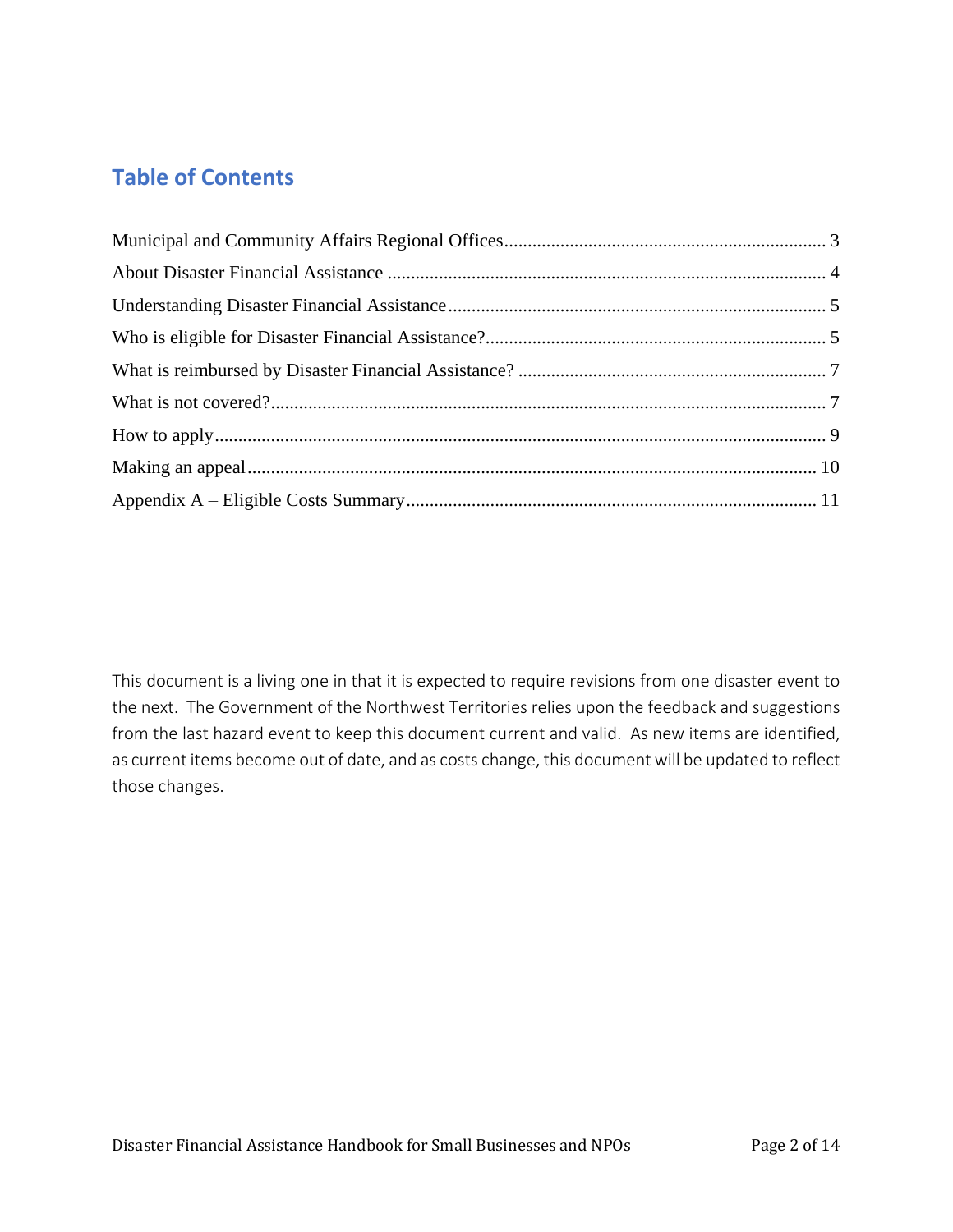## Table of Contents

Municipal and Community Affairs Regional Offices .......... 3
About Disaster Financial Assistance .......... 4
Understanding Disaster Financial Assistance .......... 5
Who is eligible for Disaster Financial Assistance? .......... 5
What is reimbursed by Disaster Financial Assistance? .......... 7
What is not covered? .......... 7
How to apply .......... 9
Making an appeal .......... 10
Appendix A – Eligible Costs Summary .......... 11

This document is a living one in that it is expected to require revisions from one disaster event to the next. The Government of the Northwest Territories relies upon the feedback and suggestions from the last hazard event to keep this document current and valid. As new items are identified, as current items become out of date, and as costs change, this document will be updated to reflect those changes.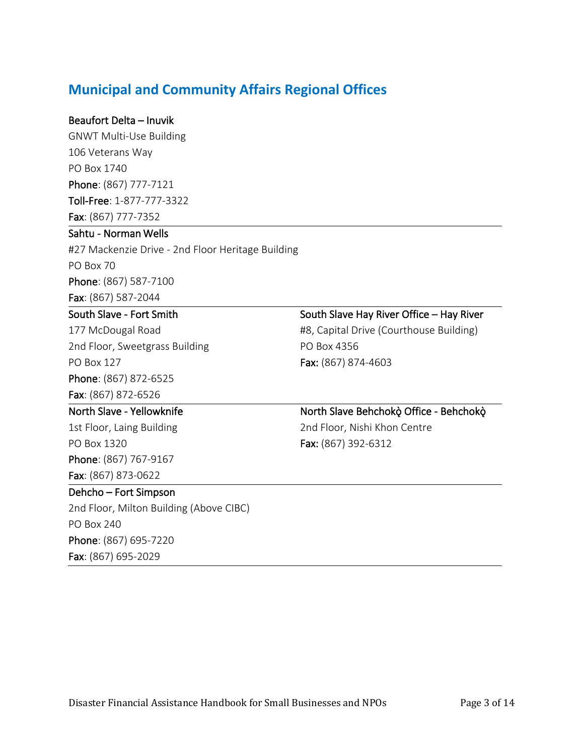## Municipal and Community Affairs Regional Offices

**Beaufort Delta – Inuvik**
GNWT Multi-Use Building
106 Veterans Way
PO Box 1740
**Phone**: (867) 777-7121
**Toll-Free**: 1-877-777-3322
**Fax**: (867) 777-7352

---

**Sahtu - Norman Wells**
#27 Mackenzie Drive - 2nd Floor Heritage Building
PO Box 70
**Phone**: (867) 587-7100
**Fax**: (867) 587-2044

---

**South Slave - Fort Smith**
177 McDougal Road
2nd Floor, Sweetgrass Building
PO Box 127
**Phone**: (867) 872-6525
**Fax**: (867) 872-6526

**South Slave Hay River Office – Hay River**
#8, Capital Drive (Courthouse Building)
PO Box 4356
**Fax:** (867) 874-4603

---

**North Slave - Yellowknife**
1st Floor, Laing Building
PO Box 1320
**Phone**: (867) 767-9167
**Fax**: (867) 873-0622

**North Slave Behchokǫ̀ Office - Behchokǫ̀**
2nd Floor, Nishi Khon Centre
**Fax:** (867) 392-6312

---

**Dehcho – Fort Simpson**
2nd Floor, Milton Building (Above CIBC)
PO Box 240
**Phone**: (867) 695-7220
**Fax**: (867) 695-2029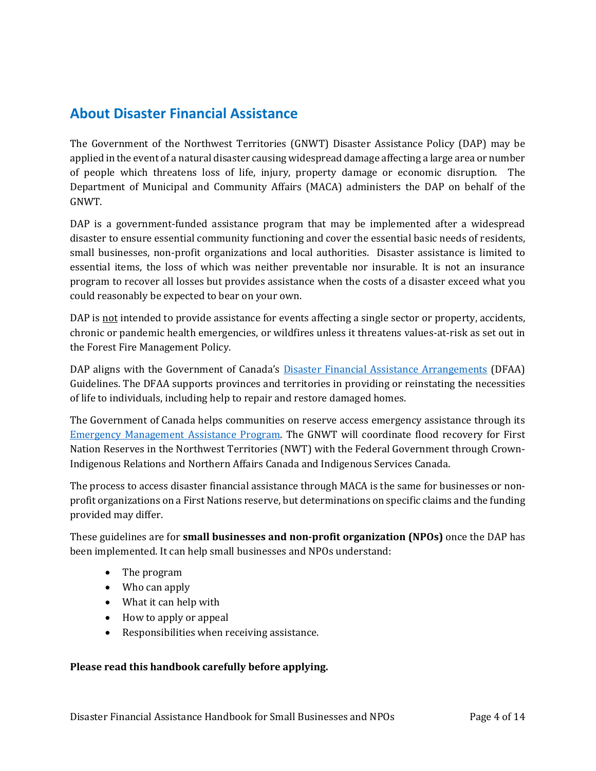## About Disaster Financial Assistance

The Government of the Northwest Territories (GNWT) Disaster Assistance Policy (DAP) may be applied in the event of a natural disaster causing widespread damage affecting a large area or number of people which threatens loss of life, injury, property damage or economic disruption. The Department of Municipal and Community Affairs (MACA) administers the DAP on behalf of the GNWT.

DAP is a government-funded assistance program that may be implemented after a widespread disaster to ensure essential community functioning and cover the essential basic needs of residents, small businesses, non-profit organizations and local authorities. Disaster assistance is limited to essential items, the loss of which was neither preventable nor insurable. It is not an insurance program to recover all losses but provides assistance when the costs of a disaster exceed what you could reasonably be expected to bear on your own.

DAP is <u>not</u> intended to provide assistance for events affecting a single sector or property, accidents, chronic or pandemic health emergencies, or wildfires unless it threatens values-at-risk as set out in the Forest Fire Management Policy.

DAP aligns with the Government of Canada's [Disaster Financial Assistance Arrangements]() (DFAA) Guidelines. The DFAA supports provinces and territories in providing or reinstating the necessities of life to individuals, including help to repair and restore damaged homes.

The Government of Canada helps communities on reserve access emergency assistance through its [Emergency Management Assistance Program](). The GNWT will coordinate flood recovery for First Nation Reserves in the Northwest Territories (NWT) with the Federal Government through Crown-Indigenous Relations and Northern Affairs Canada and Indigenous Services Canada.

The process to access disaster financial assistance through MACA is the same for businesses or non-profit organizations on a First Nations reserve, but determinations on specific claims and the funding provided may differ.

These guidelines are for **small businesses and non-profit organization (NPOs)** once the DAP has been implemented. It can help small businesses and NPOs understand:

- The program
- Who can apply
- What it can help with
- How to apply or appeal
- Responsibilities when receiving assistance.

**Please read this handbook carefully before applying.**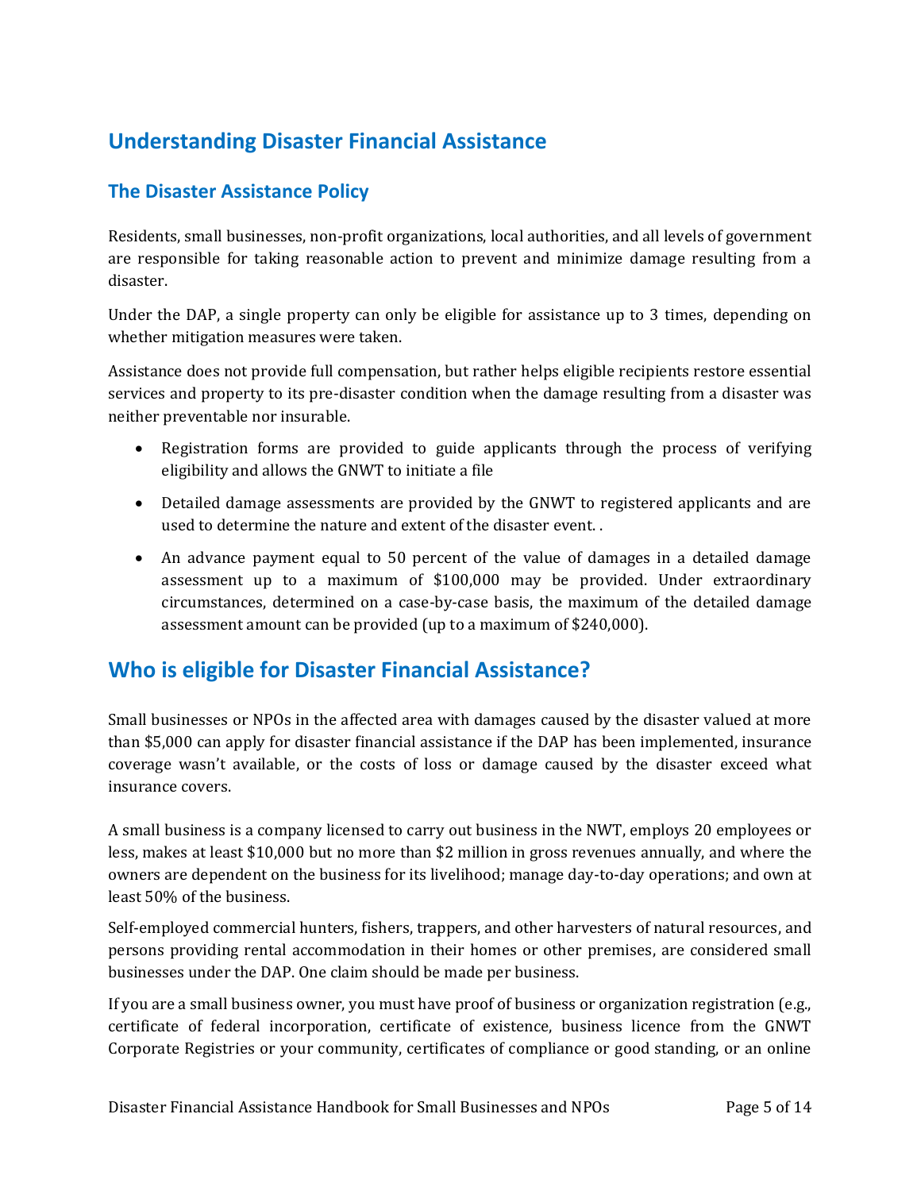## Understanding Disaster Financial Assistance

### The Disaster Assistance Policy

Residents, small businesses, non-profit organizations, local authorities, and all levels of government are responsible for taking reasonable action to prevent and minimize damage resulting from a disaster.

Under the DAP, a single property can only be eligible for assistance up to 3 times, depending on whether mitigation measures were taken.

Assistance does not provide full compensation, but rather helps eligible recipients restore essential services and property to its pre-disaster condition when the damage resulting from a disaster was neither preventable nor insurable.

- Registration forms are provided to guide applicants through the process of verifying eligibility and allows the GNWT to initiate a file
- Detailed damage assessments are provided by the GNWT to registered applicants and are used to determine the nature and extent of the disaster event. .
- An advance payment equal to 50 percent of the value of damages in a detailed damage assessment up to a maximum of $100,000 may be provided. Under extraordinary circumstances, determined on a case-by-case basis, the maximum of the detailed damage assessment amount can be provided (up to a maximum of $240,000).

## Who is eligible for Disaster Financial Assistance?

Small businesses or NPOs in the affected area with damages caused by the disaster valued at more than $5,000 can apply for disaster financial assistance if the DAP has been implemented, insurance coverage wasn't available, or the costs of loss or damage caused by the disaster exceed what insurance covers.

A small business is a company licensed to carry out business in the NWT, employs 20 employees or less, makes at least $10,000 but no more than $2 million in gross revenues annually, and where the owners are dependent on the business for its livelihood; manage day-to-day operations; and own at least 50% of the business.

Self-employed commercial hunters, fishers, trappers, and other harvesters of natural resources, and persons providing rental accommodation in their homes or other premises, are considered small businesses under the DAP. One claim should be made per business.

If you are a small business owner, you must have proof of business or organization registration (e.g., certificate of federal incorporation, certificate of existence, business licence from the GNWT Corporate Registries or your community, certificates of compliance or good standing, or an online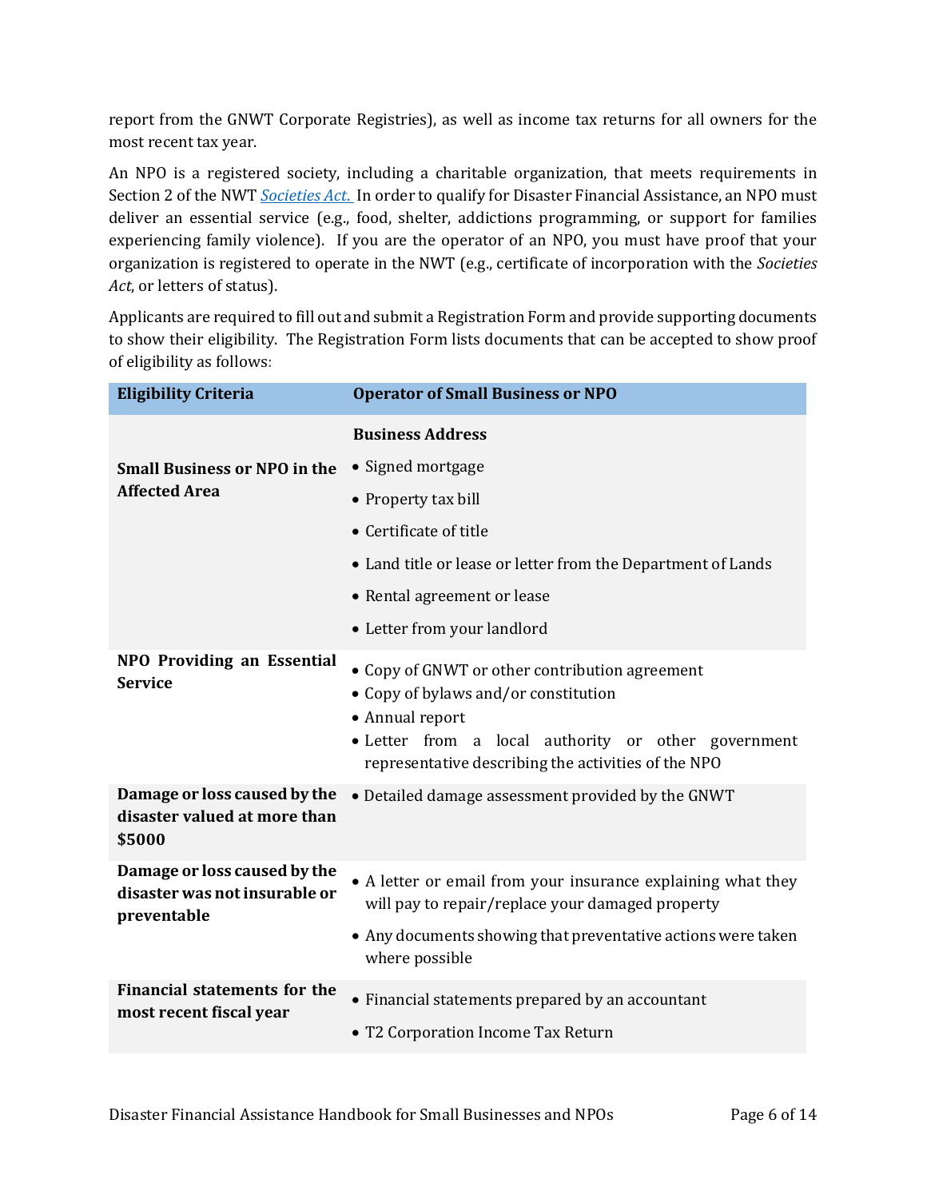report from the GNWT Corporate Registries), as well as income tax returns for all owners for the most recent tax year.

An NPO is a registered society, including a charitable organization, that meets requirements in Section 2 of the NWT *Societies Act.* In order to qualify for Disaster Financial Assistance, an NPO must deliver an essential service (e.g., food, shelter, addictions programming, or support for families experiencing family violence). If you are the operator of an NPO, you must have proof that your organization is registered to operate in the NWT (e.g., certificate of incorporation with the *Societies Act*, or letters of status).

Applicants are required to fill out and submit a Registration Form and provide supporting documents to show their eligibility. The Registration Form lists documents that can be accepted to show proof of eligibility as follows:

| Eligibility Criteria | Operator of Small Business or NPO |
| --- | --- |
| **Small Business or NPO in the Affected Area** | **Business Address**<br>• Signed mortgage<br>• Property tax bill<br>• Certificate of title<br>• Land title or lease or letter from the Department of Lands<br>• Rental agreement or lease<br>• Letter from your landlord |
| **NPO Providing an Essential Service** | • Copy of GNWT or other contribution agreement<br>• Copy of bylaws and/or constitution<br>• Annual report<br>• Letter from a local authority or other government representative describing the activities of the NPO |
| **Damage or loss caused by the disaster valued at more than $5000** | • Detailed damage assessment provided by the GNWT |
| **Damage or loss caused by the disaster was not insurable or preventable** | • A letter or email from your insurance explaining what they will pay to repair/replace your damaged property<br>• Any documents showing that preventative actions were taken where possible |
| **Financial statements for the most recent fiscal year** | • Financial statements prepared by an accountant<br>• T2 Corporation Income Tax Return |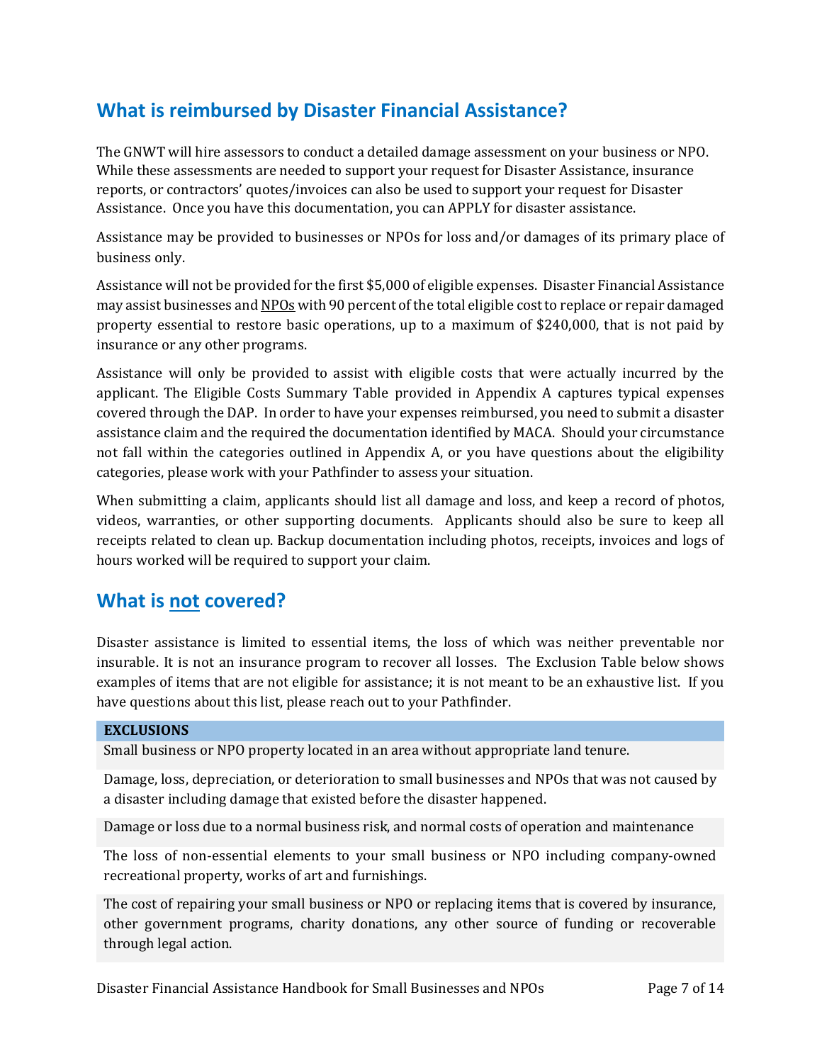## What is reimbursed by Disaster Financial Assistance?

The GNWT will hire assessors to conduct a detailed damage assessment on your business or NPO. While these assessments are needed to support your request for Disaster Assistance, insurance reports, or contractors' quotes/invoices can also be used to support your request for Disaster Assistance. Once you have this documentation, you can APPLY for disaster assistance.

Assistance may be provided to businesses or NPOs for loss and/or damages of its primary place of business only.

Assistance will not be provided for the first $5,000 of eligible expenses. Disaster Financial Assistance may assist businesses and NPOs with 90 percent of the total eligible cost to replace or repair damaged property essential to restore basic operations, up to a maximum of $240,000, that is not paid by insurance or any other programs.

Assistance will only be provided to assist with eligible costs that were actually incurred by the applicant. The Eligible Costs Summary Table provided in Appendix A captures typical expenses covered through the DAP. In order to have your expenses reimbursed, you need to submit a disaster assistance claim and the required the documentation identified by MACA. Should your circumstance not fall within the categories outlined in Appendix A, or you have questions about the eligibility categories, please work with your Pathfinder to assess your situation.

When submitting a claim, applicants should list all damage and loss, and keep a record of photos, videos, warranties, or other supporting documents. Applicants should also be sure to keep all receipts related to clean up. Backup documentation including photos, receipts, invoices and logs of hours worked will be required to support your claim.

## What is not covered?

Disaster assistance is limited to essential items, the loss of which was neither preventable nor insurable. It is not an insurance program to recover all losses. The Exclusion Table below shows examples of items that are not eligible for assistance; it is not meant to be an exhaustive list. If you have questions about this list, please reach out to your Pathfinder.

| EXCLUSIONS |
| --- |
| Small business or NPO property located in an area without appropriate land tenure. |
| Damage, loss, depreciation, or deterioration to small businesses and NPOs that was not caused by a disaster including damage that existed before the disaster happened. |
| Damage or loss due to a normal business risk, and normal costs of operation and maintenance |
| The loss of non-essential elements to your small business or NPO including company-owned recreational property, works of art and furnishings. |
| The cost of repairing your small business or NPO or replacing items that is covered by insurance, other government programs, charity donations, any other source of funding or recoverable through legal action. |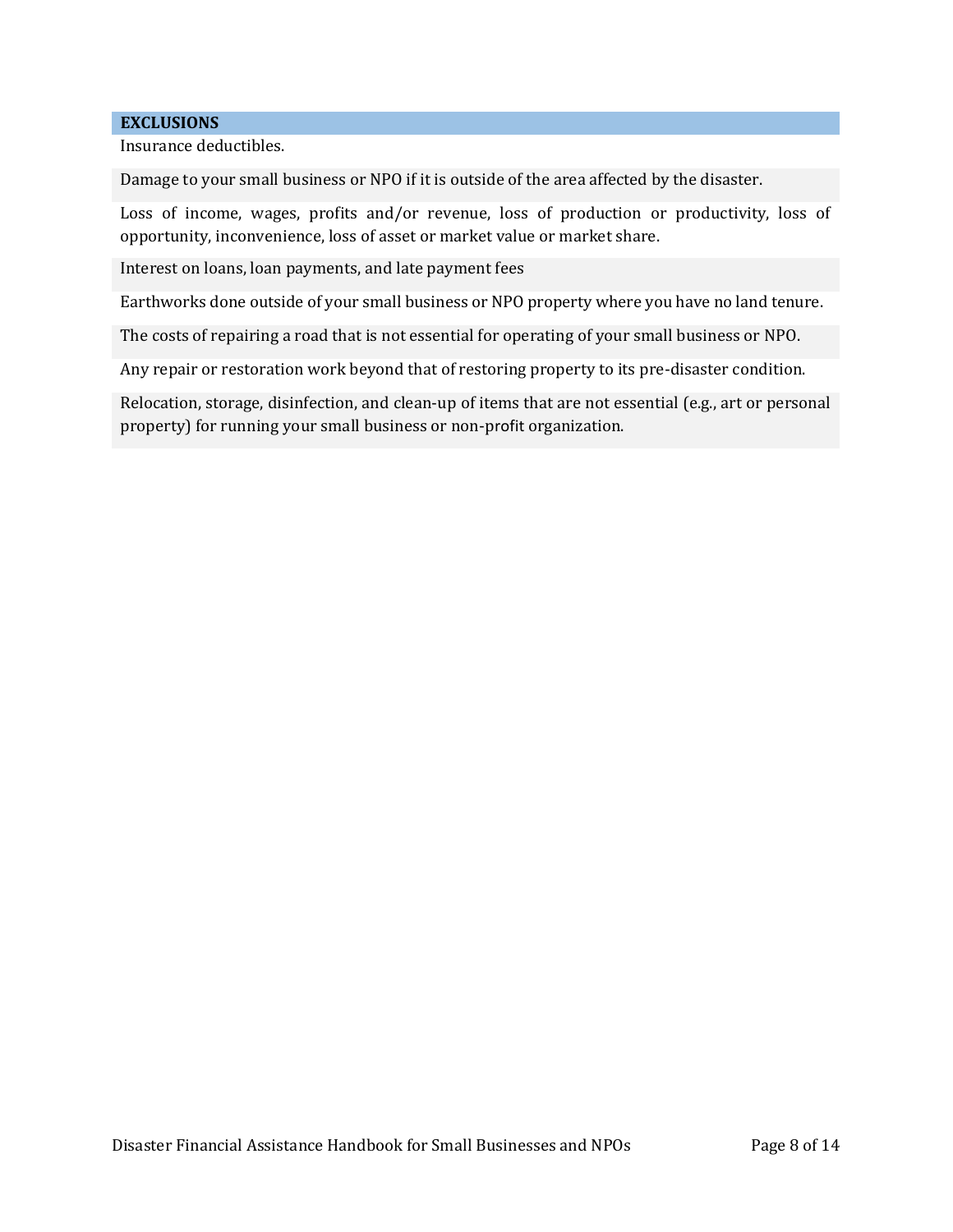| EXCLUSIONS |
|---|
| Insurance deductibles. |
| Damage to your small business or NPO if it is outside of the area affected by the disaster. |
| Loss of income, wages, profits and/or revenue, loss of production or productivity, loss of opportunity, inconvenience, loss of asset or market value or market share. |
| Interest on loans, loan payments, and late payment fees |
| Earthworks done outside of your small business or NPO property where you have no land tenure. |
| The costs of repairing a road that is not essential for operating of your small business or NPO. |
| Any repair or restoration work beyond that of restoring property to its pre-disaster condition. |
| Relocation, storage, disinfection, and clean-up of items that are not essential (e.g., art or personal property) for running your small business or non-profit organization. |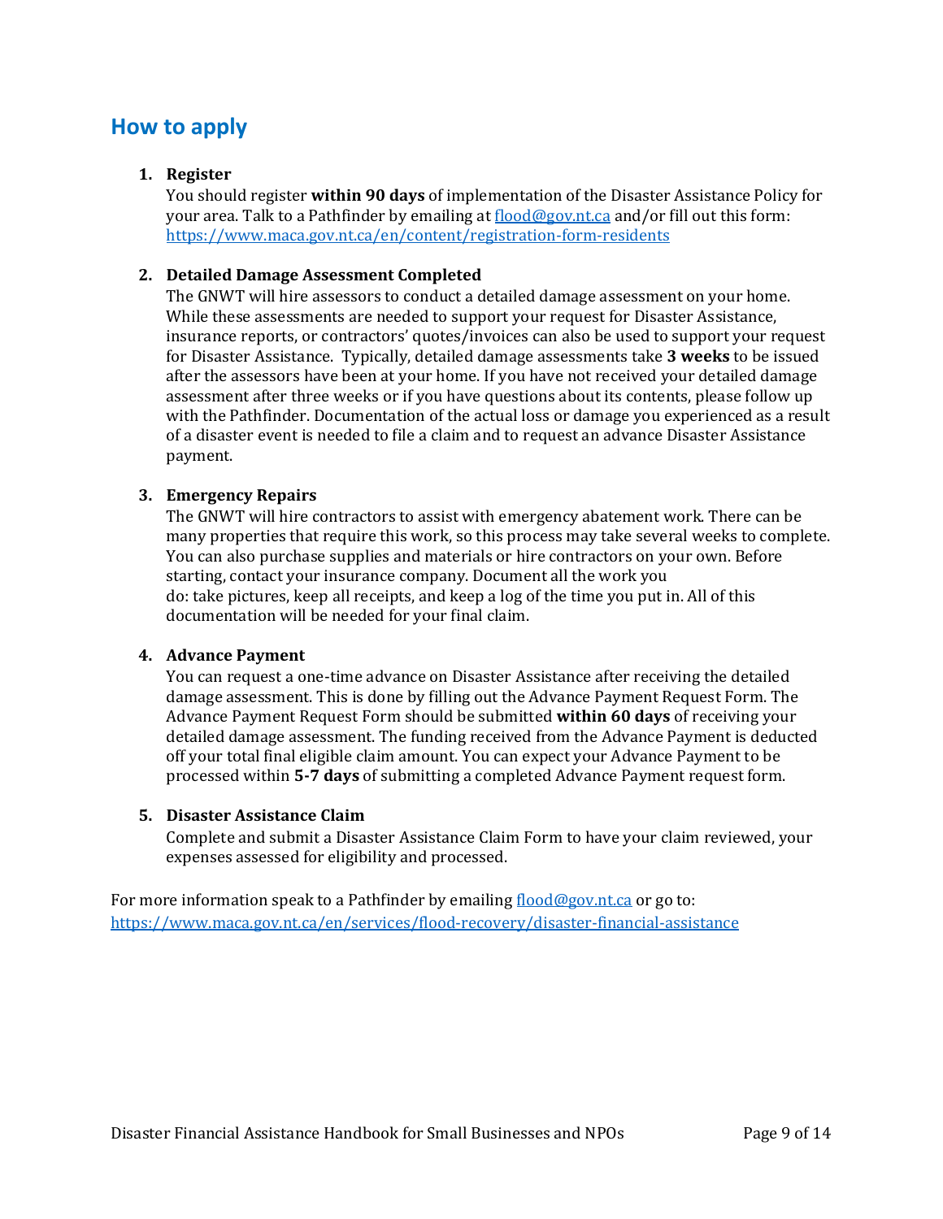## How to apply

1. **Register**
   You should register **within 90 days** of implementation of the Disaster Assistance Policy for your area. Talk to a Pathfinder by emailing at [flood@gov.nt.ca](mailto:flood@gov.nt.ca) and/or fill out this form: [https://www.maca.gov.nt.ca/en/content/registration-form-residents](https://www.maca.gov.nt.ca/en/content/registration-form-residents)

2. **Detailed Damage Assessment Completed**
   The GNWT will hire assessors to conduct a detailed damage assessment on your home. While these assessments are needed to support your request for Disaster Assistance, insurance reports, or contractors' quotes/invoices can also be used to support your request for Disaster Assistance. Typically, detailed damage assessments take **3 weeks** to be issued after the assessors have been at your home. If you have not received your detailed damage assessment after three weeks or if you have questions about its contents, please follow up with the Pathfinder. Documentation of the actual loss or damage you experienced as a result of a disaster event is needed to file a claim and to request an advance Disaster Assistance payment.

3. **Emergency Repairs**
   The GNWT will hire contractors to assist with emergency abatement work. There can be many properties that require this work, so this process may take several weeks to complete. You can also purchase supplies and materials or hire contractors on your own. Before starting, contact your insurance company. Document all the work you do: take pictures, keep all receipts, and keep a log of the time you put in. All of this documentation will be needed for your final claim.

4. **Advance Payment**
   You can request a one-time advance on Disaster Assistance after receiving the detailed damage assessment. This is done by filling out the Advance Payment Request Form. The Advance Payment Request Form should be submitted **within 60 days** of receiving your detailed damage assessment. The funding received from the Advance Payment is deducted off your total final eligible claim amount. You can expect your Advance Payment to be processed within **5-7 days** of submitting a completed Advance Payment request form.

5. **Disaster Assistance Claim**
   Complete and submit a Disaster Assistance Claim Form to have your claim reviewed, your expenses assessed for eligibility and processed.

For more information speak to a Pathfinder by emailing [flood@gov.nt.ca](mailto:flood@gov.nt.ca) or go to: [https://www.maca.gov.nt.ca/en/services/flood-recovery/disaster-financial-assistance](https://www.maca.gov.nt.ca/en/services/flood-recovery/disaster-financial-assistance)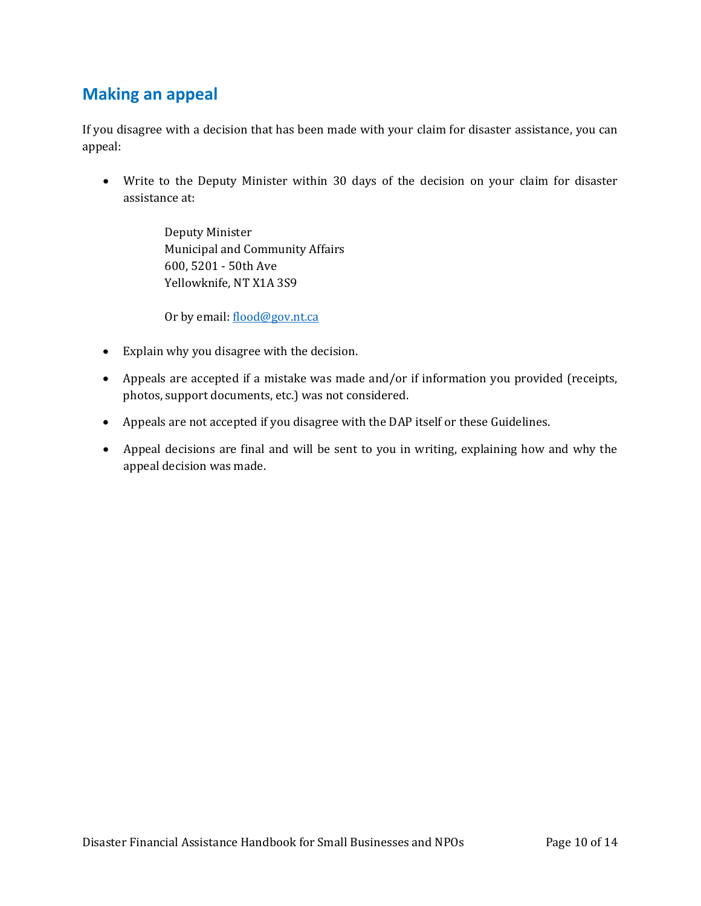## Making an appeal

If you disagree with a decision that has been made with your claim for disaster assistance, you can appeal:

- Write to the Deputy Minister within 30 days of the decision on your claim for disaster assistance at:

  Deputy Minister
  Municipal and Community Affairs
  600, 5201 - 50th Ave
  Yellowknife, NT X1A 3S9

  Or by email: flood@gov.nt.ca

- Explain why you disagree with the decision.
- Appeals are accepted if a mistake was made and/or if information you provided (receipts, photos, support documents, etc.) was not considered.
- Appeals are not accepted if you disagree with the DAP itself or these Guidelines.
- Appeal decisions are final and will be sent to you in writing, explaining how and why the appeal decision was made.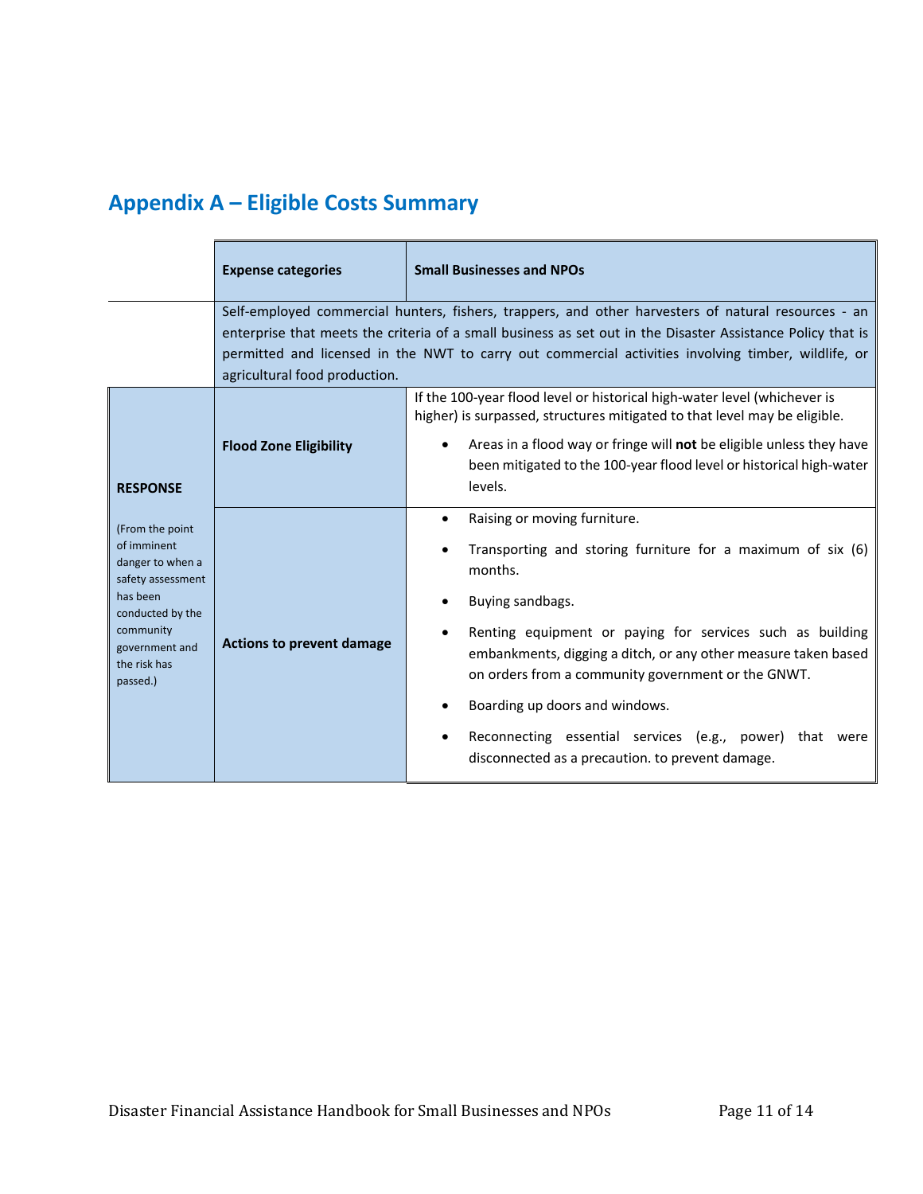## Appendix A – Eligible Costs Summary

| | Expense categories | Small Businesses and NPOs |
|---|---|---|
| | Self-employed commercial hunters, fishers, trappers, and other harvesters of natural resources - an enterprise that meets the criteria of a small business as set out in the Disaster Assistance Policy that is permitted and licensed in the NWT to carry out commercial activities involving timber, wildlife, or agricultural food production. | |
| **RESPONSE**<br><br>(From the point of imminent danger to when a safety assessment has been conducted by the community government and the risk has passed.) | **Flood Zone Eligibility** | If the 100-year flood level or historical high-water level (whichever is higher) is surpassed, structures mitigated to that level may be eligible.<br><br>• Areas in a flood way or fringe will **not** be eligible unless they have been mitigated to the 100-year flood level or historical high-water levels. |
| | **Actions to prevent damage** | • Raising or moving furniture.<br>• Transporting and storing furniture for a maximum of six (6) months.<br>• Buying sandbags.<br>• Renting equipment or paying for services such as building embankments, digging a ditch, or any other measure taken based on orders from a community government or the GNWT.<br>• Boarding up doors and windows.<br>• Reconnecting essential services (e.g., power) that were disconnected as a precaution. to prevent damage. |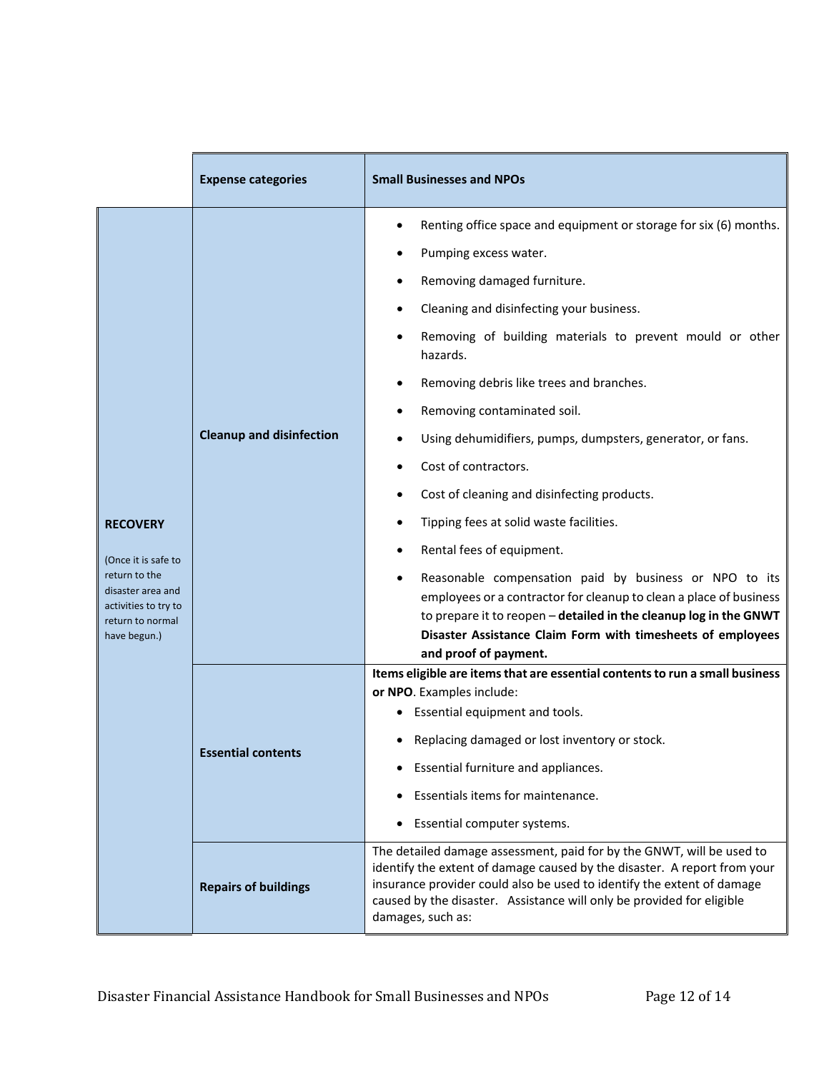| | Expense categories | Small Businesses and NPOs |
|---|---|---|
| **RECOVERY**<br><br>(Once it is safe to return to the disaster area and activities to try to return to normal have begun.) | **Cleanup and disinfection** | • Renting office space and equipment or storage for six (6) months.<br>• Pumping excess water.<br>• Removing damaged furniture.<br>• Cleaning and disinfecting your business.<br>• Removing of building materials to prevent mould or other hazards.<br>• Removing debris like trees and branches.<br>• Removing contaminated soil.<br>• Using dehumidifiers, pumps, dumpsters, generator, or fans.<br>• Cost of contractors.<br>• Cost of cleaning and disinfecting products.<br>• Tipping fees at solid waste facilities.<br>• Rental fees of equipment.<br>• Reasonable compensation paid by business or NPO to its employees or a contractor for cleanup to clean a place of business to prepare it to reopen – **detailed in the cleanup log in the GNWT Disaster Assistance Claim Form with timesheets of employees and proof of payment.** |
| | **Essential contents** | **Items eligible are items that are essential contents to run a small business or NPO**. Examples include:<br>• Essential equipment and tools.<br>• Replacing damaged or lost inventory or stock.<br>• Essential furniture and appliances.<br>• Essentials items for maintenance.<br>• Essential computer systems. |
| | **Repairs of buildings** | The detailed damage assessment, paid for by the GNWT, will be used to identify the extent of damage caused by the disaster. A report from your insurance provider could also be used to identify the extent of damage caused by the disaster. Assistance will only be provided for eligible damages, such as: |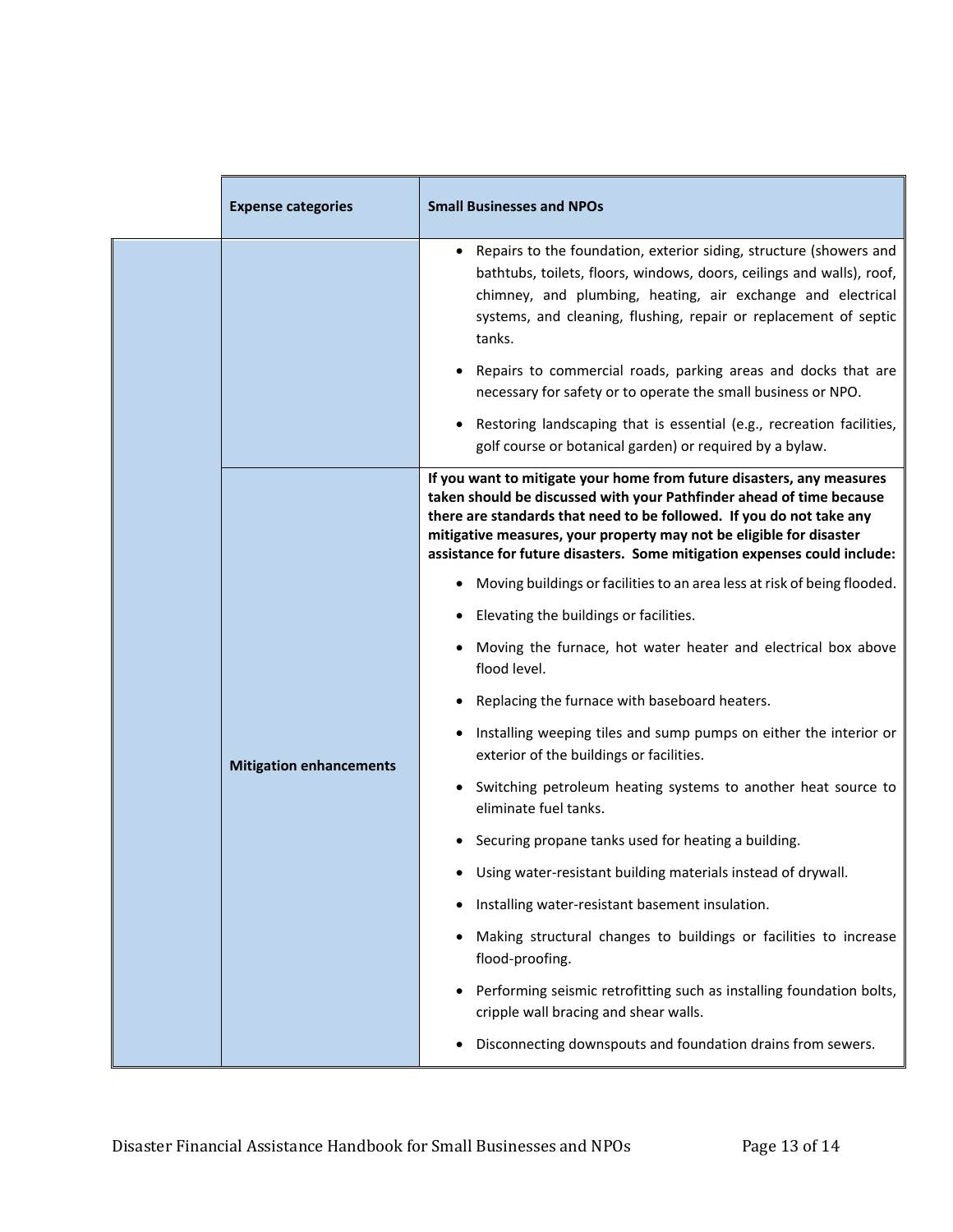| | Expense categories | Small Businesses and NPOs |
|---|---|---|
| | | • Repairs to the foundation, exterior siding, structure (showers and bathtubs, toilets, floors, windows, doors, ceilings and walls), roof, chimney, and plumbing, heating, air exchange and electrical systems, and cleaning, flushing, repair or replacement of septic tanks.<br><br>• Repairs to commercial roads, parking areas and docks that are necessary for safety or to operate the small business or NPO.<br><br>• Restoring landscaping that is essential (e.g., recreation facilities, golf course or botanical garden) or required by a bylaw. |
| | **Mitigation enhancements** | **If you want to mitigate your home from future disasters, any measures taken should be discussed with your Pathfinder ahead of time because there are standards that need to be followed. If you do not take any mitigative measures, your property may not be eligible for disaster assistance for future disasters. Some mitigation expenses could include:**<br><br>• Moving buildings or facilities to an area less at risk of being flooded.<br><br>• Elevating the buildings or facilities.<br><br>• Moving the furnace, hot water heater and electrical box above flood level.<br><br>• Replacing the furnace with baseboard heaters.<br><br>• Installing weeping tiles and sump pumps on either the interior or exterior of the buildings or facilities.<br><br>• Switching petroleum heating systems to another heat source to eliminate fuel tanks.<br><br>• Securing propane tanks used for heating a building.<br><br>• Using water-resistant building materials instead of drywall.<br><br>• Installing water-resistant basement insulation.<br><br>• Making structural changes to buildings or facilities to increase flood-proofing.<br><br>• Performing seismic retrofitting such as installing foundation bolts, cripple wall bracing and shear walls.<br><br>• Disconnecting downspouts and foundation drains from sewers. |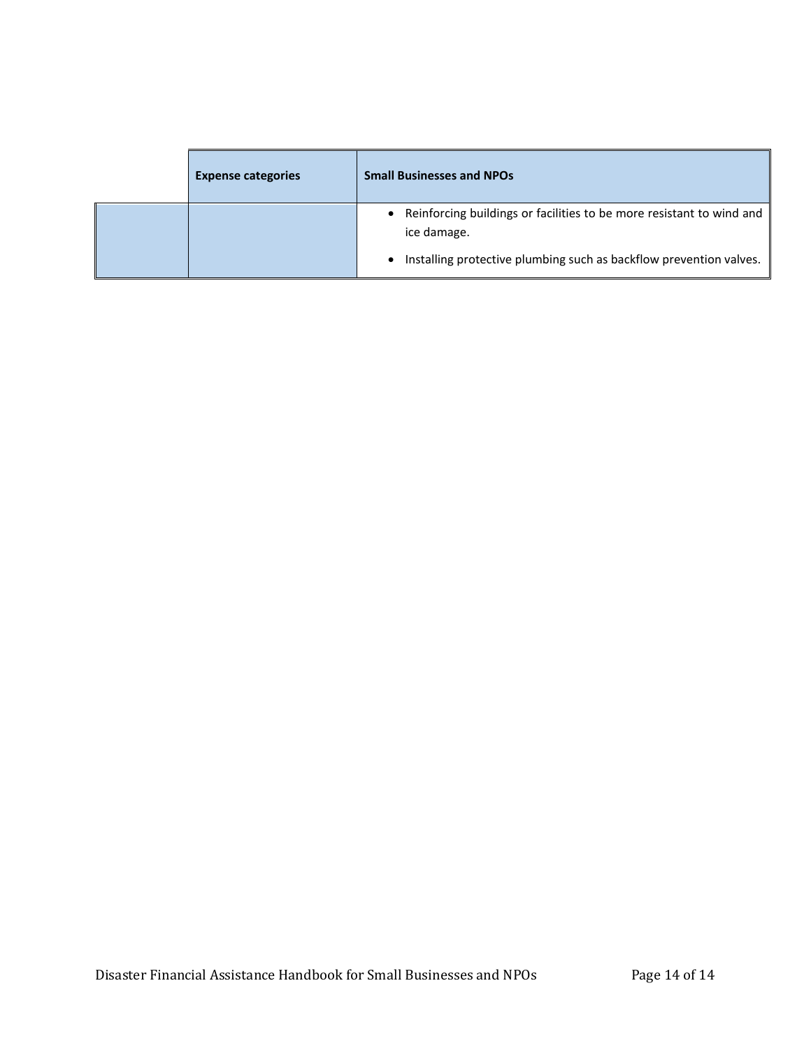| | Expense categories | Small Businesses and NPOs |
|---|---|---|
| | | • Reinforcing buildings or facilities to be more resistant to wind and ice damage.<br>• Installing protective plumbing such as backflow prevention valves. |